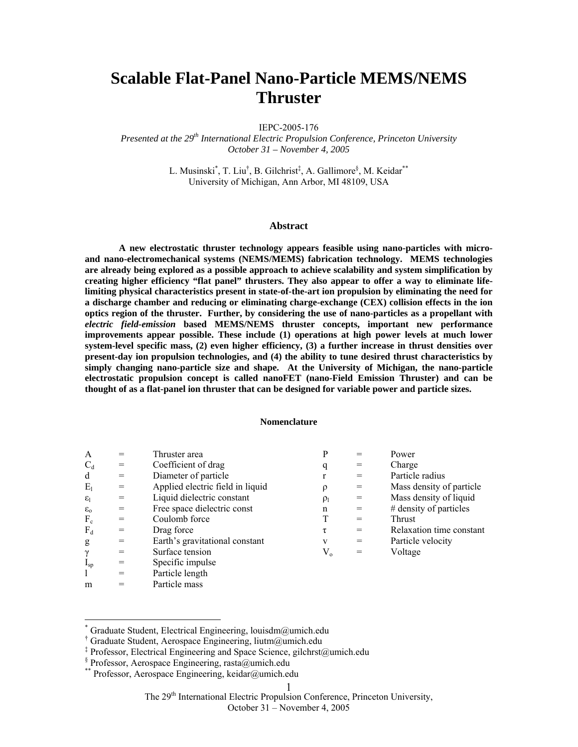# Scalable Flat-Panel Nano-Particle MEMS/NEMS Thruster

IEPC-2005-176

*Presented at the 29th International Electric Propulsion Conference, Princeton University*
*October 31 – November 4, 2005*

L. Musinski[*], T. Liu[†], B. Gilchrist[‡], A. Gallimore[§], M. Keidar[**]
University of Michigan, Ann Arbor, MI 48109, USA

## Abstract

**A new electrostatic thruster technology appears feasible using nano-particles with micro- and nano-electromechanical systems (NEMS/MEMS) fabrication technology. MEMS technologies are already being explored as a possible approach to achieve scalability and system simplification by creating higher efficiency "flat panel" thrusters. They also appear to offer a way to eliminate life-limiting physical characteristics present in state-of-the-art ion propulsion by eliminating the need for a discharge chamber and reducing or eliminating charge-exchange (CEX) collision effects in the ion optics region of the thruster. Further, by considering the use of nano-particles as a propellant with *electric field-emission* based MEMS/NEMS thruster concepts, important new performance improvements appear possible. These include (1) operations at high power levels at much lower system-level specific mass, (2) even higher efficiency, (3) a further increase in thrust densities over present-day ion propulsion technologies, and (4) the ability to tune desired thrust characteristics by simply changing nano-particle size and shape. At the University of Michigan, the nano-particle electrostatic propulsion concept is called nanoFET (nano-Field Emission Thruster) and can be thought of as a flat-panel ion thruster that can be designed for variable power and particle sizes.**

## Nomenclature

| | | | | | |
|---|---|---|---|---|---|
| $A$ | = | Thruster area | $P$ | = | Power |
| $C_d$ | = | Coefficient of drag | $q$ | = | Charge |
| $d$ | = | Diameter of particle | $r$ | = | Particle radius |
| $E_l$ | = | Applied electric field in liquid | $\rho$ | = | Mass density of particle |
| $\varepsilon_l$ | = | Liquid dielectric constant | $\rho_l$ | = | Mass density of liquid |
| $\varepsilon_o$ | = | Free space dielectric const | $n$ | = | # density of particles |
| $F_c$ | = | Coulomb force | $T$ | = | Thrust |
| $F_d$ | = | Drag force | $\tau$ | = | Relaxation time constant |
| $g$ | = | Earth's gravitational constant | $v$ | = | Particle velocity |
| $\gamma$ | = | Surface tension | $V_o$ | = | Voltage |
| $I_{sp}$ | = | Specific impulse | | | |
| $l$ | = | Particle length | | | |
| $m$ | = | Particle mass | | | |

---

[*] Graduate Student, Electrical Engineering, louisdm@umich.edu
[†] Graduate Student, Aerospace Engineering, liutm@umich.edu
[‡] Professor, Electrical Engineering and Space Science, gilchrst@umich.edu
[§] Professor, Aerospace Engineering, rasta@umich.edu
[**] Professor, Aerospace Engineering, keidar@umich.edu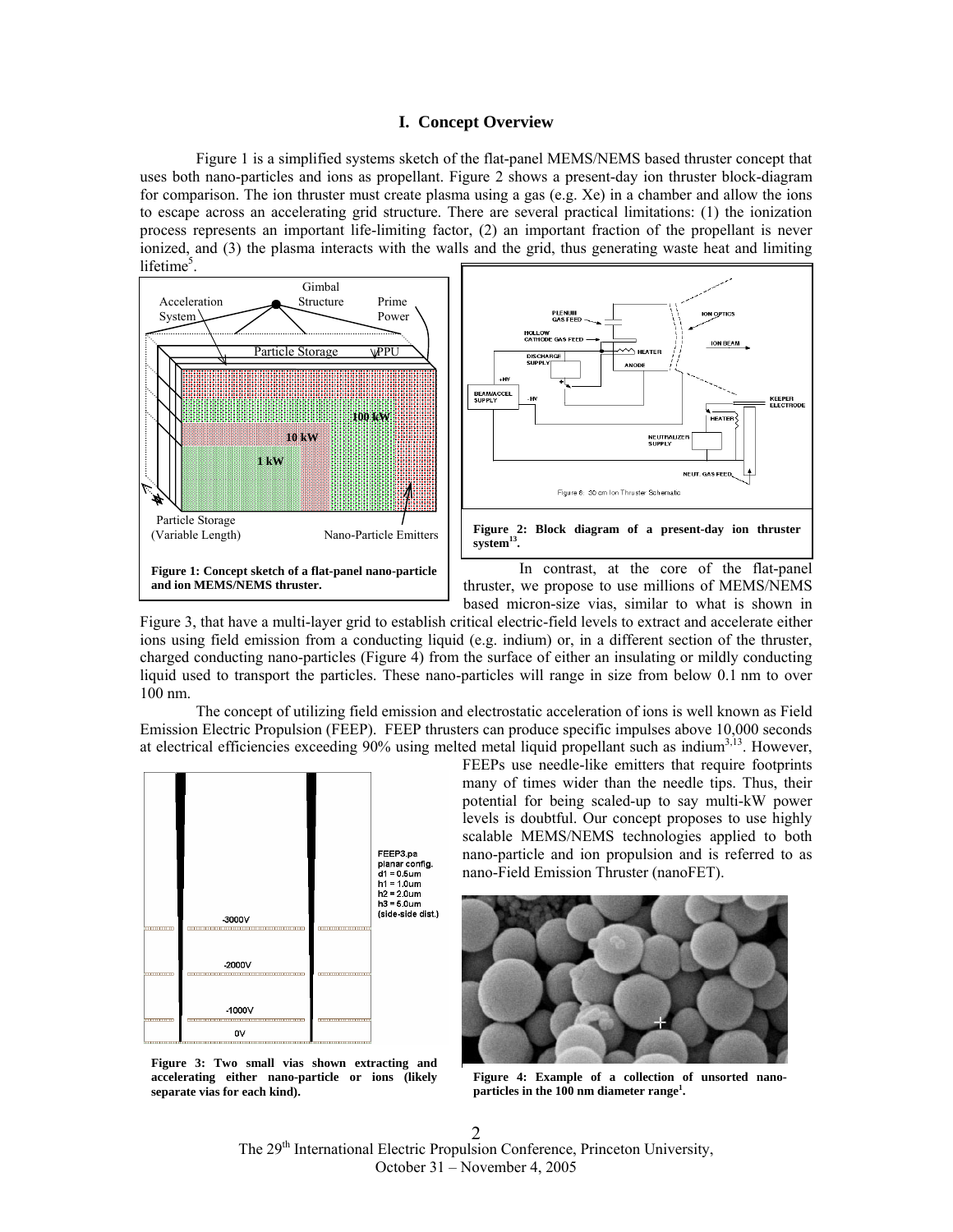## I. Concept Overview

Figure 1 is a simplified systems sketch of the flat-panel MEMS/NEMS based thruster concept that uses both nano-particles and ions as propellant. Figure 2 shows a present-day ion thruster block-diagram for comparison. The ion thruster must create plasma using a gas (e.g. Xe) in a chamber and allow the ions to escape across an accelerating grid structure. There are several practical limitations: (1) the ionization process represents an important life-limiting factor, (2) an important fraction of the propellant is never ionized, and (3) the plasma interacts with the walls and the grid, thus generating waste heat and limiting lifetime[5].

**Figure 1: Concept sketch of a flat-panel nano-particle and ion MEMS/NEMS thruster.**

**Figure 2: Block diagram of a present-day ion thruster system[13].**

In contrast, at the core of the flat-panel thruster, we propose to use millions of MEMS/NEMS based micron-size vias, similar to what is shown in Figure 3, that have a multi-layer grid to establish critical electric-field levels to extract and accelerate either ions using field emission from a conducting liquid (e.g. indium) or, in a different section of the thruster, charged conducting nano-particles (Figure 4) from the surface of either an insulating or mildly conducting liquid used to transport the particles. These nano-particles will range in size from below 0.1 nm to over 100 nm.

The concept of utilizing field emission and electrostatic acceleration of ions is well known as Field Emission Electric Propulsion (FEEP). FEEP thrusters can produce specific impulses above 10,000 seconds at electrical efficiencies exceeding 90% using melted metal liquid propellant such as indium[3,13]. However, FEEPs use needle-like emitters that require footprints many of times wider than the needle tips. Thus, their potential for being scaled-up to say multi-kW power levels is doubtful. Our concept proposes to use highly scalable MEMS/NEMS technologies applied to both nano-particle and ion propulsion and is referred to as nano-Field Emission Thruster (nanoFET).

**Figure 3: Two small vias shown extracting and accelerating either nano-particle or ions (likely separate vias for each kind).**

**Figure 4: Example of a collection of unsorted nano-particles in the 100 nm diameter range[1].**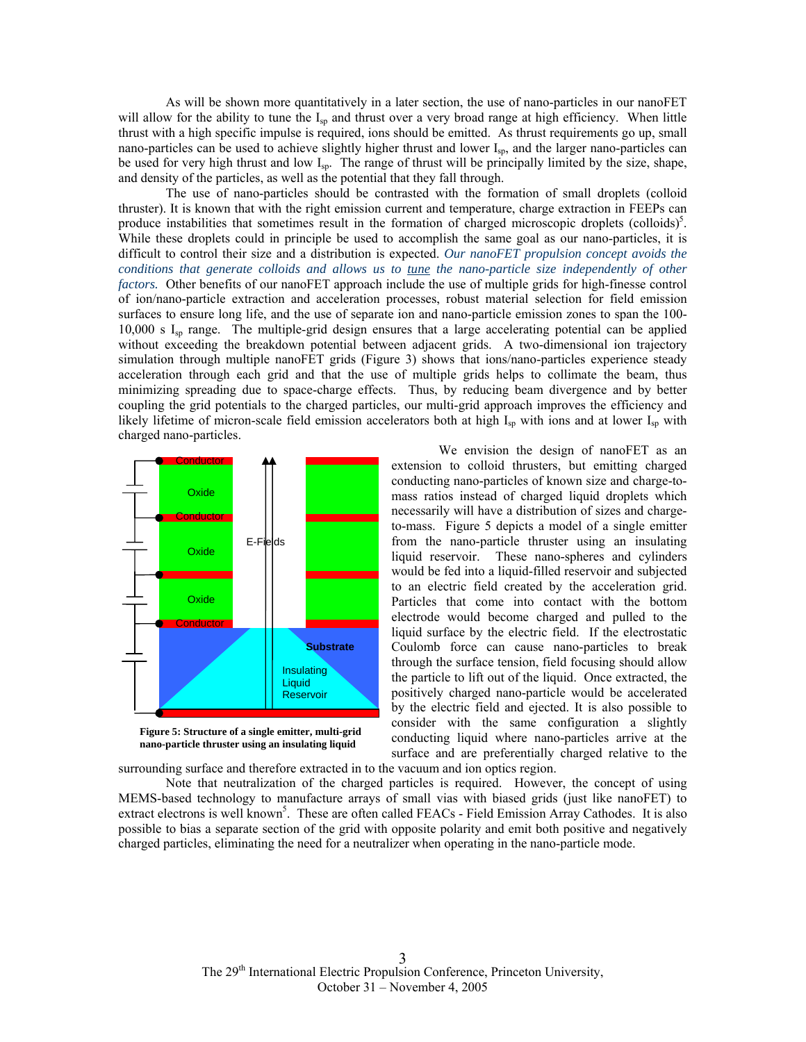As will be shown more quantitatively in a later section, the use of nano-particles in our nanoFET will allow for the ability to tune the $I_{sp}$ and thrust over a very broad range at high efficiency. When little thrust with a high specific impulse is required, ions should be emitted. As thrust requirements go up, small nano-particles can be used to achieve slightly higher thrust and lower $I_{sp}$, and the larger nano-particles can be used for very high thrust and low $I_{sp}$. The range of thrust will be principally limited by the size, shape, and density of the particles, as well as the potential that they fall through.

The use of nano-particles should be contrasted with the formation of small droplets (colloid thruster). It is known that with the right emission current and temperature, charge extraction in FEEPs can produce instabilities that sometimes result in the formation of charged microscopic droplets (colloids)[5]. While these droplets could in principle be used to accomplish the same goal as our nano-particles, it is difficult to control their size and a distribution is expected. *Our nanoFET propulsion concept avoids the conditions that generate colloids and allows us to tune the nano-particle size independently of other factors.* Other benefits of our nanoFET approach include the use of multiple grids for high-finesse control of ion/nano-particle extraction and acceleration processes, robust material selection for field emission surfaces to ensure long life, and the use of separate ion and nano-particle emission zones to span the 100-10,000 s $I_{sp}$ range. The multiple-grid design ensures that a large accelerating potential can be applied without exceeding the breakdown potential between adjacent grids. A two-dimensional ion trajectory simulation through multiple nanoFET grids (Figure 3) shows that ions/nano-particles experience steady acceleration through each grid and that the use of multiple grids helps to collimate the beam, thus minimizing spreading due to space-charge effects. Thus, by reducing beam divergence and by better coupling the grid potentials to the charged particles, our multi-grid approach improves the efficiency and likely lifetime of micron-scale field emission accelerators both at high $I_{sp}$ with ions and at lower $I_{sp}$ with charged nano-particles.

**Figure 5: Structure of a single emitter, multi-grid nano-particle thruster using an insulating liquid**

We envision the design of nanoFET as an extension to colloid thrusters, but emitting charged conducting nano-particles of known size and charge-to-mass ratios instead of charged liquid droplets which necessarily will have a distribution of sizes and charge-to-mass. Figure 5 depicts a model of a single emitter from the nano-particle thruster using an insulating liquid reservoir. These nano-spheres and cylinders would be fed into a liquid-filled reservoir and subjected to an electric field created by the acceleration grid. Particles that come into contact with the bottom electrode would become charged and pulled to the liquid surface by the electric field. If the electrostatic Coulomb force can cause nano-particles to break through the surface tension, field focusing should allow the particle to lift out of the liquid. Once extracted, the positively charged nano-particle would be accelerated by the electric field and ejected. It is also possible to consider with the same configuration a slightly conducting liquid where nano-particles arrive at the surface and are preferentially charged relative to the surrounding surface and therefore extracted in to the vacuum and ion optics region.

Note that neutralization of the charged particles is required. However, the concept of using MEMS-based technology to manufacture arrays of small vias with biased grids (just like nanoFET) to extract electrons is well known[5]. These are often called FEACs - Field Emission Array Cathodes. It is also possible to bias a separate section of the grid with opposite polarity and emit both positive and negatively charged particles, eliminating the need for a neutralizer when operating in the nano-particle mode.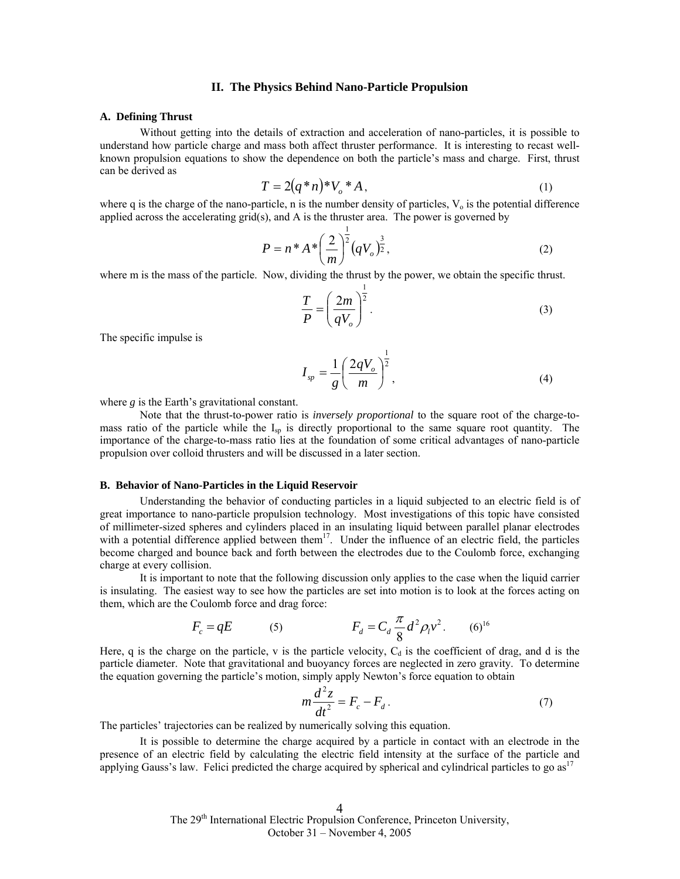## II. The Physics Behind Nano-Particle Propulsion

### A. Defining Thrust

Without getting into the details of extraction and acceleration of nano-particles, it is possible to understand how particle charge and mass both affect thruster performance. It is interesting to recast well-known propulsion equations to show the dependence on both the particle's mass and charge. First, thrust can be derived as

$$T = 2(q * n) * V_o * A, \tag{1}$$

where q is the charge of the nano-particle, n is the number density of particles, $V_o$ is the potential difference applied across the accelerating grid(s), and A is the thruster area. The power is governed by

$$P = n * A * \left(\frac{2}{m}\right)^{\frac{1}{2}} (qV_o)^{\frac{3}{2}}, \tag{2}$$

where m is the mass of the particle. Now, dividing the thrust by the power, we obtain the specific thrust.

$$\frac{T}{P} = \left(\frac{2m}{qV_o}\right)^{\frac{1}{2}}. \tag{3}$$

The specific impulse is

$$I_{sp} = \frac{1}{g}\left(\frac{2qV_o}{m}\right)^{\frac{1}{2}}, \tag{4}$$

where *g* is the Earth's gravitational constant.

Note that the thrust-to-power ratio is *inversely proportional* to the square root of the charge-to-mass ratio of the particle while the $I_{sp}$ is directly proportional to the same square root quantity. The importance of the charge-to-mass ratio lies at the foundation of some critical advantages of nano-particle propulsion over colloid thrusters and will be discussed in a later section.

### B. Behavior of Nano-Particles in the Liquid Reservoir

Understanding the behavior of conducting particles in a liquid subjected to an electric field is of great importance to nano-particle propulsion technology. Most investigations of this topic have consisted of millimeter-sized spheres and cylinders placed in an insulating liquid between parallel planar electrodes with a potential difference applied between them[17]. Under the influence of an electric field, the particles become charged and bounce back and forth between the electrodes due to the Coulomb force, exchanging charge at every collision.

It is important to note that the following discussion only applies to the case when the liquid carrier is insulating. The easiest way to see how the particles are set into motion is to look at the forces acting on them, which are the Coulomb force and drag force:

$$F_c = qE \tag{5}$$

$$F_d = C_d \frac{\pi}{8} d^2 \rho_l v^2. \tag{6}$$

[16]

Here, q is the charge on the particle, v is the particle velocity, $C_d$ is the coefficient of drag, and d is the particle diameter. Note that gravitational and buoyancy forces are neglected in zero gravity. To determine the equation governing the particle's motion, simply apply Newton's force equation to obtain

$$m\frac{d^2 z}{dt^2} = F_c - F_d. \tag{7}$$

The particles' trajectories can be realized by numerically solving this equation.

It is possible to determine the charge acquired by a particle in contact with an electrode in the presence of an electric field by calculating the electric field intensity at the surface of the particle and applying Gauss's law. Felici predicted the charge acquired by spherical and cylindrical particles to go as[17]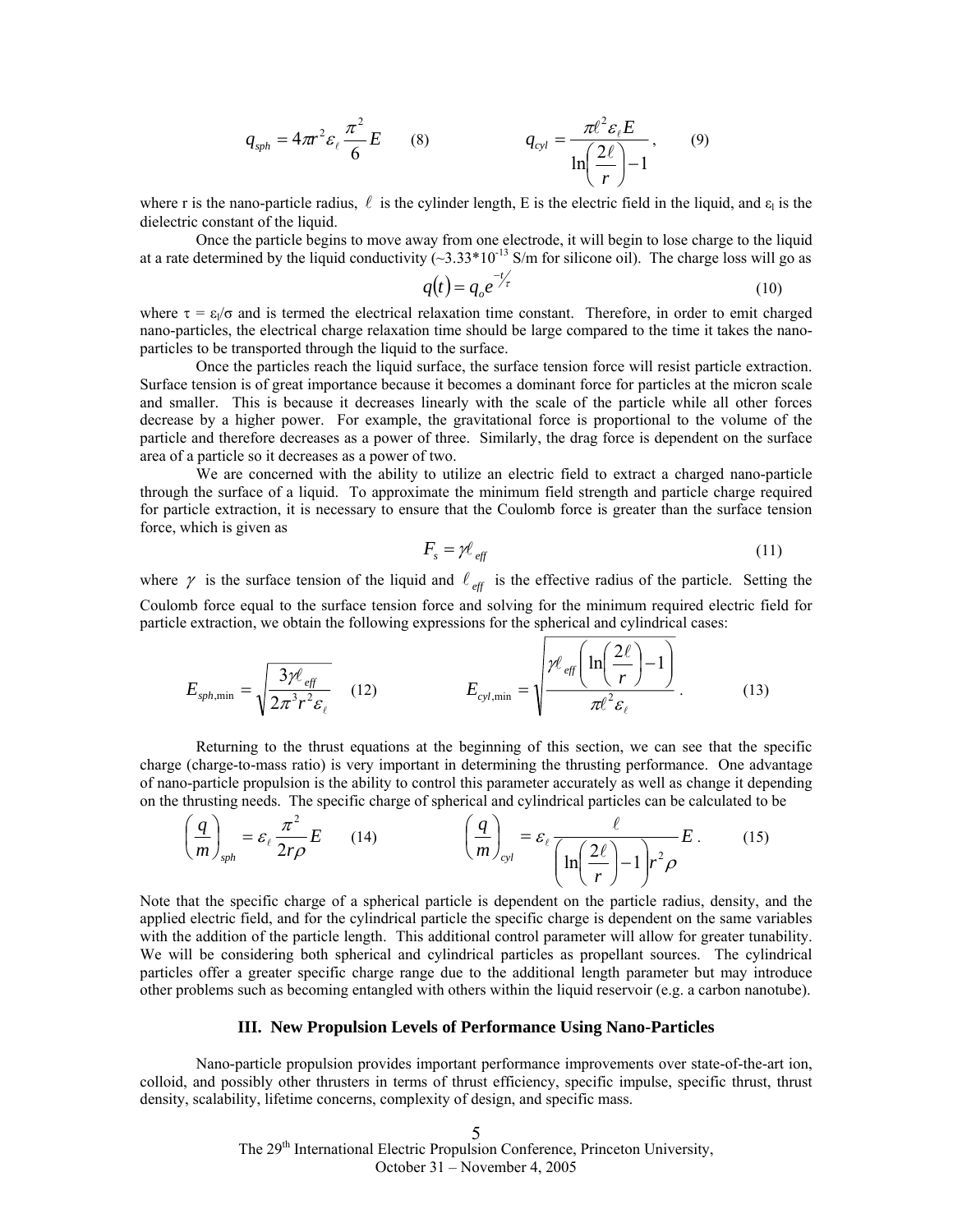$$q_{sph} = 4\pi r^2 \varepsilon_\ell \frac{\pi^2}{6} E \qquad (8) \qquad\qquad q_{cyl} = \frac{\pi \ell^2 \varepsilon_\ell E}{\ln\left(\frac{2\ell}{r}\right) - 1}, \qquad (9)$$

where r is the nano-particle radius, $\ell$ is the cylinder length, E is the electric field in the liquid, and $\varepsilon_l$ is the dielectric constant of the liquid.

Once the particle begins to move away from one electrode, it will begin to lose charge to the liquid at a rate determined by the liquid conductivity (~$3.33 \times 10^{-13}$ S/m for silicone oil). The charge loss will go as

$$q(t) = q_o e^{-t/\tau} \qquad (10)$$

where $\tau = \varepsilon_l/\sigma$ and is termed the electrical relaxation time constant. Therefore, in order to emit charged nano-particles, the electrical charge relaxation time should be large compared to the time it takes the nano-particles to be transported through the liquid to the surface.

Once the particles reach the liquid surface, the surface tension force will resist particle extraction. Surface tension is of great importance because it becomes a dominant force for particles at the micron scale and smaller. This is because it decreases linearly with the scale of the particle while all other forces decrease by a higher power. For example, the gravitational force is proportional to the volume of the particle and therefore decreases as a power of three. Similarly, the drag force is dependent on the surface area of a particle so it decreases as a power of two.

We are concerned with the ability to utilize an electric field to extract a charged nano-particle through the surface of a liquid. To approximate the minimum field strength and particle charge required for particle extraction, it is necessary to ensure that the Coulomb force is greater than the surface tension force, which is given as

$$F_s = \gamma \ell_{eff} \qquad (11)$$

where $\gamma$ is the surface tension of the liquid and $\ell_{eff}$ is the effective radius of the particle. Setting the Coulomb force equal to the surface tension force and solving for the minimum required electric field for particle extraction, we obtain the following expressions for the spherical and cylindrical cases:

$$E_{sph,\min} = \sqrt{\frac{3\gamma \ell_{eff}}{2\pi^3 r^2 \varepsilon_\ell}} \qquad (12) \qquad\qquad E_{cyl,\min} = \sqrt{\frac{\gamma \ell_{eff}\left(\ln\left(\frac{2\ell}{r}\right) - 1\right)}{\pi \ell^2 \varepsilon_\ell}}. \qquad (13)$$

Returning to the thrust equations at the beginning of this section, we can see that the specific charge (charge-to-mass ratio) is very important in determining the thrusting performance. One advantage of nano-particle propulsion is the ability to control this parameter accurately as well as change it depending on the thrusting needs. The specific charge of spherical and cylindrical particles can be calculated to be

$$\left(\frac{q}{m}\right)_{sph} = \varepsilon_\ell \frac{\pi^2}{2r\rho} E \qquad (14) \qquad\qquad \left(\frac{q}{m}\right)_{cyl} = \varepsilon_\ell \frac{\ell}{\left(\ln\left(\frac{2\ell}{r}\right) - 1\right) r^2 \rho} E. \qquad (15)$$

Note that the specific charge of a spherical particle is dependent on the particle radius, density, and the applied electric field, and for the cylindrical particle the specific charge is dependent on the same variables with the addition of the particle length. This additional control parameter will allow for greater tunability. We will be considering both spherical and cylindrical particles as propellant sources. The cylindrical particles offer a greater specific charge range due to the additional length parameter but may introduce other problems such as becoming entangled with others within the liquid reservoir (e.g. a carbon nanotube).

## III. New Propulsion Levels of Performance Using Nano-Particles

Nano-particle propulsion provides important performance improvements over state-of-the-art ion, colloid, and possibly other thrusters in terms of thrust efficiency, specific impulse, specific thrust, thrust density, scalability, lifetime concerns, complexity of design, and specific mass.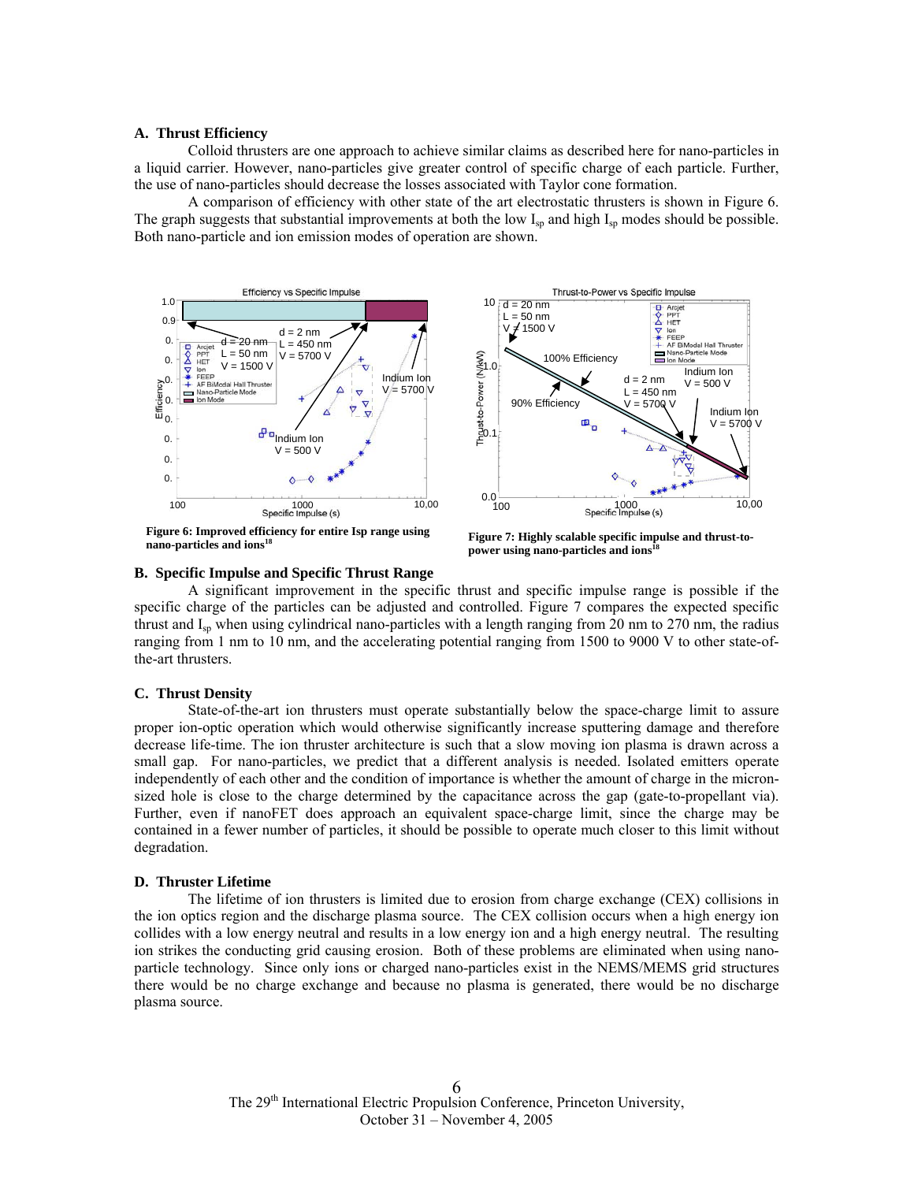## A. Thrust Efficiency

Colloid thrusters are one approach to achieve similar claims as described here for nano-particles in a liquid carrier. However, nano-particles give greater control of specific charge of each particle. Further, the use of nano-particles should decrease the losses associated with Taylor cone formation.

A comparison of efficiency with other state of the art electrostatic thrusters is shown in Figure 6. The graph suggests that substantial improvements at both the low $I_{sp}$ and high $I_{sp}$ modes should be possible. Both nano-particle and ion emission modes of operation are shown.

**Figure 6: Improved efficiency for entire Isp range using nano-particles and ions[18]**

**Figure 7: Highly scalable specific impulse and thrust-to-power using nano-particles and ions[18]**

## B. Specific Impulse and Specific Thrust Range

A significant improvement in the specific thrust and specific impulse range is possible if the specific charge of the particles can be adjusted and controlled. Figure 7 compares the expected specific thrust and $I_{sp}$ when using cylindrical nano-particles with a length ranging from 20 nm to 270 nm, the radius ranging from 1 nm to 10 nm, and the accelerating potential ranging from 1500 to 9000 V to other state-of-the-art thrusters.

## C. Thrust Density

State-of-the-art ion thrusters must operate substantially below the space-charge limit to assure proper ion-optic operation which would otherwise significantly increase sputtering damage and therefore decrease life-time. The ion thruster architecture is such that a slow moving ion plasma is drawn across a small gap. For nano-particles, we predict that a different analysis is needed. Isolated emitters operate independently of each other and the condition of importance is whether the amount of charge in the micron-sized hole is close to the charge determined by the capacitance across the gap (gate-to-propellant via). Further, even if nanoFET does approach an equivalent space-charge limit, since the charge may be contained in a fewer number of particles, it should be possible to operate much closer to this limit without degradation.

## D. Thruster Lifetime

The lifetime of ion thrusters is limited due to erosion from charge exchange (CEX) collisions in the ion optics region and the discharge plasma source. The CEX collision occurs when a high energy ion collides with a low energy neutral and results in a low energy ion and a high energy neutral. The resulting ion strikes the conducting grid causing erosion. Both of these problems are eliminated when using nano-particle technology. Since only ions or charged nano-particles exist in the NEMS/MEMS grid structures there would be no charge exchange and because no plasma is generated, there would be no discharge plasma source.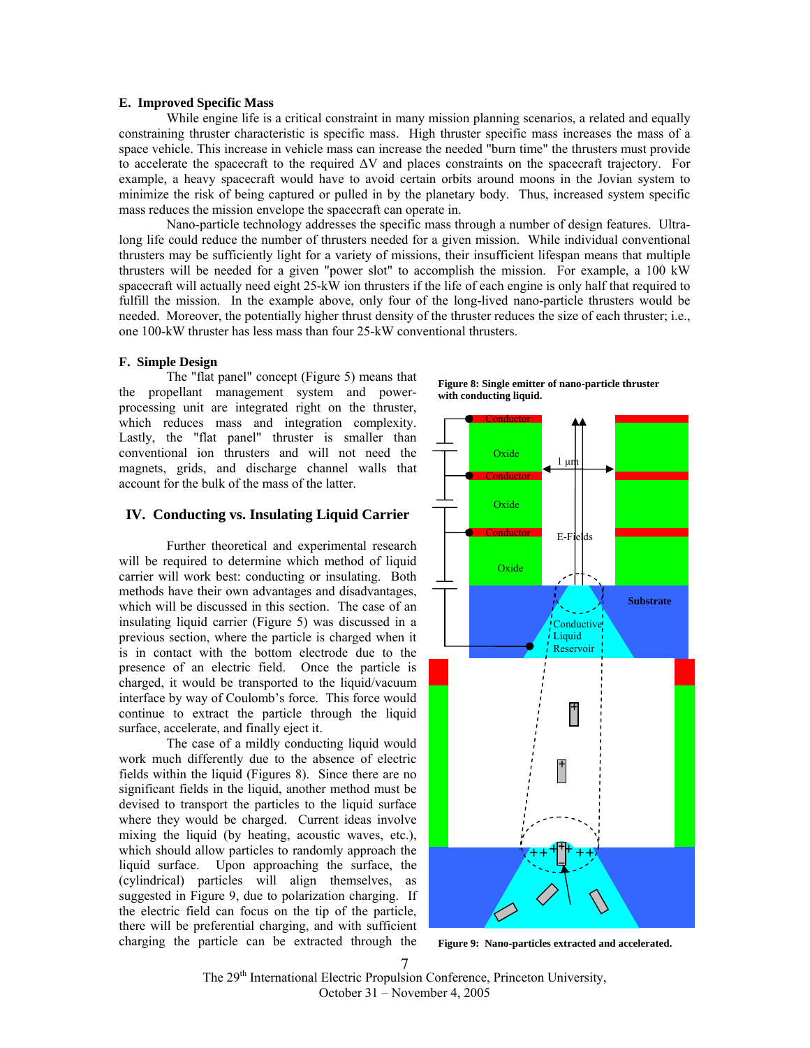### E. Improved Specific Mass

While engine life is a critical constraint in many mission planning scenarios, a related and equally constraining thruster characteristic is specific mass. High thruster specific mass increases the mass of a space vehicle. This increase in vehicle mass can increase the needed "burn time" the thrusters must provide to accelerate the spacecraft to the required $\Delta V$ and places constraints on the spacecraft trajectory. For example, a heavy spacecraft would have to avoid certain orbits around moons in the Jovian system to minimize the risk of being captured or pulled in by the planetary body. Thus, increased system specific mass reduces the mission envelope the spacecraft can operate in.

Nano-particle technology addresses the specific mass through a number of design features. Ultra-long life could reduce the number of thrusters needed for a given mission. While individual conventional thrusters may be sufficiently light for a variety of missions, their insufficient lifespan means that multiple thrusters will be needed for a given "power slot" to accomplish the mission. For example, a 100 kW spacecraft will actually need eight 25-kW ion thrusters if the life of each engine is only half that required to fulfill the mission. In the example above, only four of the long-lived nano-particle thrusters would be needed. Moreover, the potentially higher thrust density of the thruster reduces the size of each thruster; i.e., one 100-kW thruster has less mass than four 25-kW conventional thrusters.

### F. Simple Design

The "flat panel" concept (Figure 5) means that the propellant management system and power-processing unit are integrated right on the thruster, which reduces mass and integration complexity. Lastly, the "flat panel" thruster is smaller than conventional ion thrusters and will not need the magnets, grids, and discharge channel walls that account for the bulk of the mass of the latter.

## IV. Conducting vs. Insulating Liquid Carrier

Further theoretical and experimental research will be required to determine which method of liquid carrier will work best: conducting or insulating. Both methods have their own advantages and disadvantages, which will be discussed in this section. The case of an insulating liquid carrier (Figure 5) was discussed in a previous section, where the particle is charged when it is in contact with the bottom electrode due to the presence of an electric field. Once the particle is charged, it would be transported to the liquid/vacuum interface by way of Coulomb's force. This force would continue to extract the particle through the liquid surface, accelerate, and finally eject it.

The case of a mildly conducting liquid would work much differently due to the absence of electric fields within the liquid (Figures 8). Since there are no significant fields in the liquid, another method must be devised to transport the particles to the liquid surface where they would be charged. Current ideas involve mixing the liquid (by heating, acoustic waves, etc.), which should allow particles to randomly approach the liquid surface. Upon approaching the surface, the (cylindrical) particles will align themselves, as suggested in Figure 9, due to polarization charging. If the electric field can focus on the tip of the particle, there will be preferential charging, and with sufficient charging the particle can be extracted through the

**Figure 8: Single emitter of nano-particle thruster with conducting liquid.**

**Figure 9: Nano-particles extracted and accelerated.**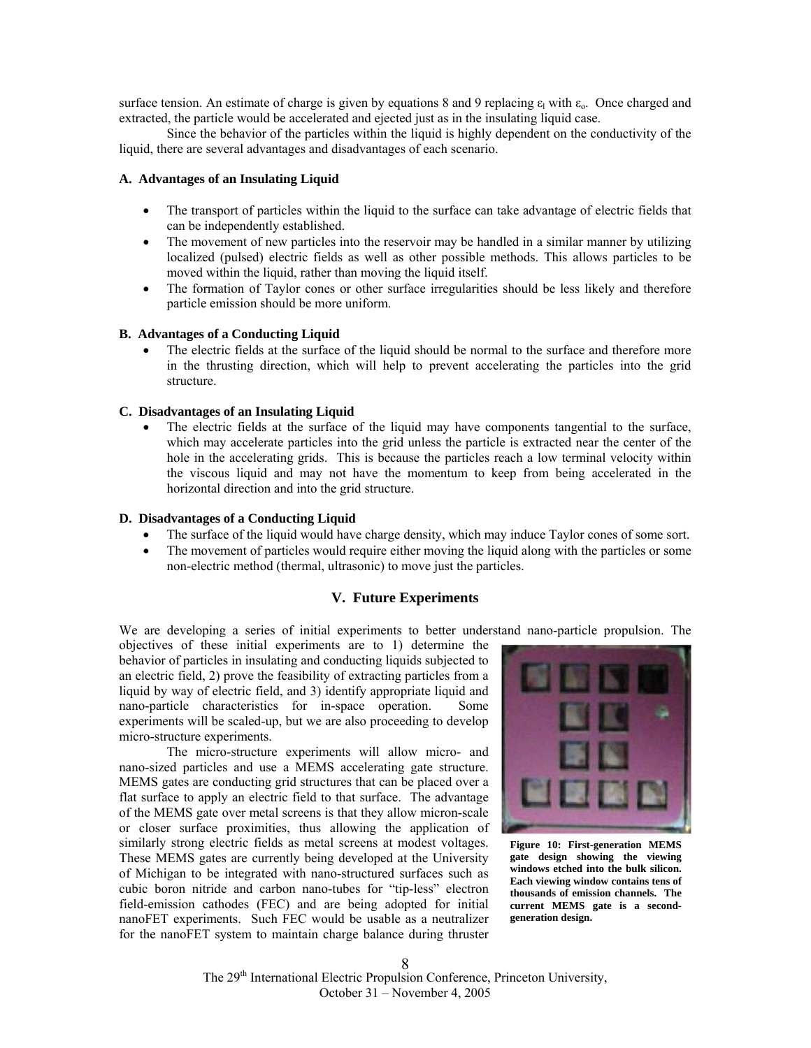surface tension. An estimate of charge is given by equations 8 and 9 replacing $\varepsilon_l$ with $\varepsilon_o$. Once charged and extracted, the particle would be accelerated and ejected just as in the insulating liquid case.

Since the behavior of the particles within the liquid is highly dependent on the conductivity of the liquid, there are several advantages and disadvantages of each scenario.

### A. Advantages of an Insulating Liquid

- The transport of particles within the liquid to the surface can take advantage of electric fields that can be independently established.
- The movement of new particles into the reservoir may be handled in a similar manner by utilizing localized (pulsed) electric fields as well as other possible methods. This allows particles to be moved within the liquid, rather than moving the liquid itself.
- The formation of Taylor cones or other surface irregularities should be less likely and therefore particle emission should be more uniform.

### B. Advantages of a Conducting Liquid

- The electric fields at the surface of the liquid should be normal to the surface and therefore more in the thrusting direction, which will help to prevent accelerating the particles into the grid structure.

### C. Disadvantages of an Insulating Liquid

- The electric fields at the surface of the liquid may have components tangential to the surface, which may accelerate particles into the grid unless the particle is extracted near the center of the hole in the accelerating grids. This is because the particles reach a low terminal velocity within the viscous liquid and may not have the momentum to keep from being accelerated in the horizontal direction and into the grid structure.

### D. Disadvantages of a Conducting Liquid

- The surface of the liquid would have charge density, which may induce Taylor cones of some sort.
- The movement of particles would require either moving the liquid along with the particles or some non-electric method (thermal, ultrasonic) to move just the particles.

## V. Future Experiments

We are developing a series of initial experiments to better understand nano-particle propulsion. The objectives of these initial experiments are to 1) determine the behavior of particles in insulating and conducting liquids subjected to an electric field, 2) prove the feasibility of extracting particles from a liquid by way of electric field, and 3) identify appropriate liquid and nano-particle characteristics for in-space operation. Some experiments will be scaled-up, but we are also proceeding to develop micro-structure experiments.

The micro-structure experiments will allow micro- and nano-sized particles and use a MEMS accelerating gate structure. MEMS gates are conducting grid structures that can be placed over a flat surface to apply an electric field to that surface. The advantage of the MEMS gate over metal screens is that they allow micron-scale or closer surface proximities, thus allowing the application of similarly strong electric fields as metal screens at modest voltages. These MEMS gates are currently being developed at the University of Michigan to be integrated with nano-structured surfaces such as cubic boron nitride and carbon nano-tubes for "tip-less" electron field-emission cathodes (FEC) and are being adopted for initial nanoFET experiments. Such FEC would be usable as a neutralizer for the nanoFET system to maintain charge balance during thruster

**Figure 10: First-generation MEMS gate design showing the viewing windows etched into the bulk silicon. Each viewing window contains tens of thousands of emission channels. The current MEMS gate is a second-generation design.**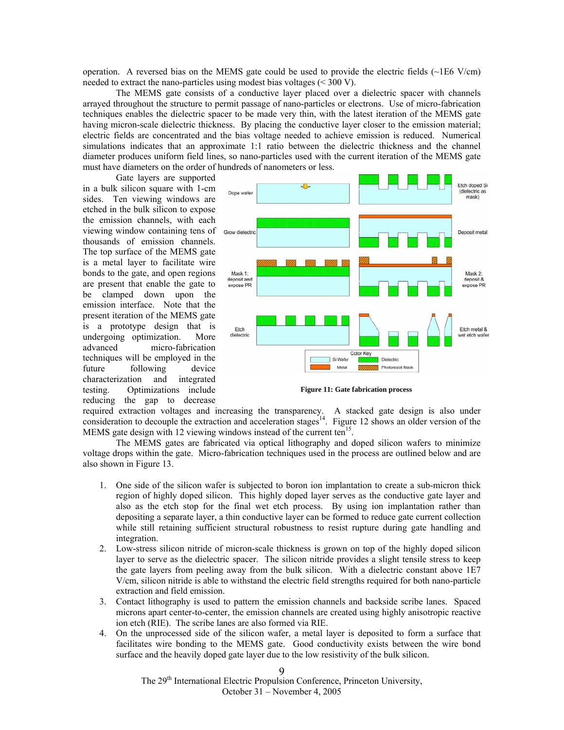operation. A reversed bias on the MEMS gate could be used to provide the electric fields (~1E6 V/cm) needed to extract the nano-particles using modest bias voltages (< 300 V).

The MEMS gate consists of a conductive layer placed over a dielectric spacer with channels arrayed throughout the structure to permit passage of nano-particles or electrons. Use of micro-fabrication techniques enables the dielectric spacer to be made very thin, with the latest iteration of the MEMS gate having micron-scale dielectric thickness. By placing the conductive layer closer to the emission material; electric fields are concentrated and the bias voltage needed to achieve emission is reduced. Numerical simulations indicates that an approximate 1:1 ratio between the dielectric thickness and the channel diameter produces uniform field lines, so nano-particles used with the current iteration of the MEMS gate must have diameters on the order of hundreds of nanometers or less.

Gate layers are supported in a bulk silicon square with 1-cm sides. Ten viewing windows are etched in the bulk silicon to expose the emission channels, with each viewing window containing tens of thousands of emission channels. The top surface of the MEMS gate is a metal layer to facilitate wire bonds to the gate, and open regions are present that enable the gate to be clamped down upon the emission interface. Note that the present iteration of the MEMS gate is a prototype design that is undergoing optimization. More advanced micro-fabrication techniques will be employed in the future following device characterization and integrated testing. Optimizations include reducing the gap to decrease required extraction voltages and increasing the transparency. A stacked gate design is also under consideration to decouple the extraction and acceleration stages[14]. Figure 12 shows an older version of the MEMS gate design with 12 viewing windows instead of the current ten[15].

**Figure 11: Gate fabrication process**

The MEMS gates are fabricated via optical lithography and doped silicon wafers to minimize voltage drops within the gate. Micro-fabrication techniques used in the process are outlined below and are also shown in Figure 13.

1. One side of the silicon wafer is subjected to boron ion implantation to create a sub-micron thick region of highly doped silicon. This highly doped layer serves as the conductive gate layer and also as the etch stop for the final wet etch process. By using ion implantation rather than depositing a separate layer, a thin conductive layer can be formed to reduce gate current collection while still retaining sufficient structural robustness to resist rupture during gate handling and integration.
2. Low-stress silicon nitride of micron-scale thickness is grown on top of the highly doped silicon layer to serve as the dielectric spacer. The silicon nitride provides a slight tensile stress to keep the gate layers from peeling away from the bulk silicon. With a dielectric constant above 1E7 V/cm, silicon nitride is able to withstand the electric field strengths required for both nano-particle extraction and field emission.
3. Contact lithography is used to pattern the emission channels and backside scribe lanes. Spaced microns apart center-to-center, the emission channels are created using highly anisotropic reactive ion etch (RIE). The scribe lanes are also formed via RIE.
4. On the unprocessed side of the silicon wafer, a metal layer is deposited to form a surface that facilitates wire bonding to the MEMS gate. Good conductivity exists between the wire bond surface and the heavily doped gate layer due to the low resistivity of the bulk silicon.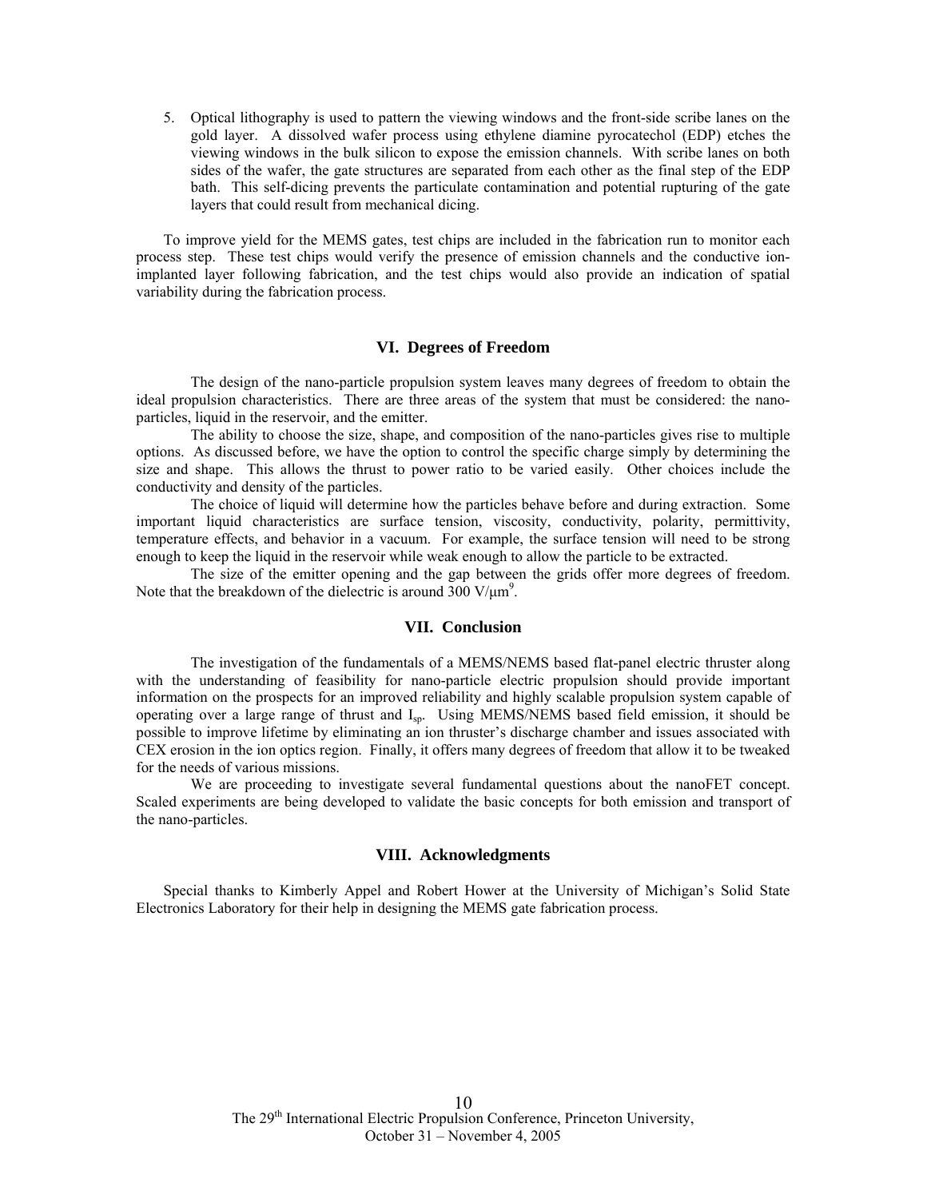5. Optical lithography is used to pattern the viewing windows and the front-side scribe lanes on the gold layer. A dissolved wafer process using ethylene diamine pyrocatechol (EDP) etches the viewing windows in the bulk silicon to expose the emission channels. With scribe lanes on both sides of the wafer, the gate structures are separated from each other as the final step of the EDP bath. This self-dicing prevents the particulate contamination and potential rupturing of the gate layers that could result from mechanical dicing.

To improve yield for the MEMS gates, test chips are included in the fabrication run to monitor each process step. These test chips would verify the presence of emission channels and the conductive ion-implanted layer following fabrication, and the test chips would also provide an indication of spatial variability during the fabrication process.

## VI. Degrees of Freedom

The design of the nano-particle propulsion system leaves many degrees of freedom to obtain the ideal propulsion characteristics. There are three areas of the system that must be considered: the nano-particles, liquid in the reservoir, and the emitter.

The ability to choose the size, shape, and composition of the nano-particles gives rise to multiple options. As discussed before, we have the option to control the specific charge simply by determining the size and shape. This allows the thrust to power ratio to be varied easily. Other choices include the conductivity and density of the particles.

The choice of liquid will determine how the particles behave before and during extraction. Some important liquid characteristics are surface tension, viscosity, conductivity, polarity, permittivity, temperature effects, and behavior in a vacuum. For example, the surface tension will need to be strong enough to keep the liquid in the reservoir while weak enough to allow the particle to be extracted.

The size of the emitter opening and the gap between the grids offer more degrees of freedom. Note that the breakdown of the dielectric is around 300 V/μm[9].

## VII. Conclusion

The investigation of the fundamentals of a MEMS/NEMS based flat-panel electric thruster along with the understanding of feasibility for nano-particle electric propulsion should provide important information on the prospects for an improved reliability and highly scalable propulsion system capable of operating over a large range of thrust and $I_{sp}$. Using MEMS/NEMS based field emission, it should be possible to improve lifetime by eliminating an ion thruster's discharge chamber and issues associated with CEX erosion in the ion optics region. Finally, it offers many degrees of freedom that allow it to be tweaked for the needs of various missions.

We are proceeding to investigate several fundamental questions about the nanoFET concept. Scaled experiments are being developed to validate the basic concepts for both emission and transport of the nano-particles.

## VIII. Acknowledgments

Special thanks to Kimberly Appel and Robert Hower at the University of Michigan's Solid State Electronics Laboratory for their help in designing the MEMS gate fabrication process.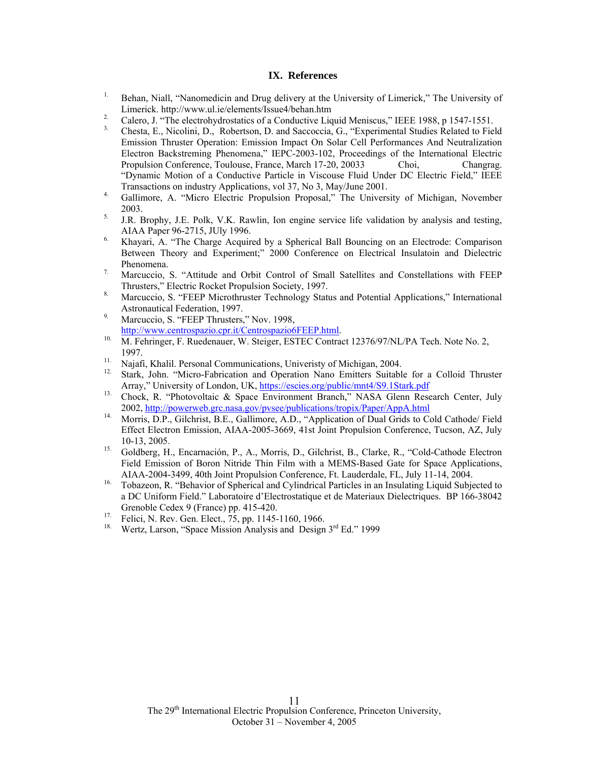## IX. References

1. Behan, Niall, "Nanomedicin and Drug delivery at the University of Limerick," The University of Limerick. http://www.ul.ie/elements/Issue4/behan.htm
2. Calero, J. "The electrohydrostatics of a Conductive Liquid Meniscus," IEEE 1988, p 1547-1551.
3. Chesta, E., Nicolini, D., Robertson, D. and Saccoccia, G., "Experimental Studies Related to Field Emission Thruster Operation: Emission Impact On Solar Cell Performances And Neutralization Electron Backstreming Phenomena," IEPC-2003-102, Proceedings of the International Electric Propulsion Conference, Toulouse, France, March 17-20, 20033 Choi, Changrag. "Dynamic Motion of a Conductive Particle in Viscouse Fluid Under DC Electric Field," IEEE Transactions on industry Applications, vol 37, No 3, May/June 2001.
4. Gallimore, A. "Micro Electric Propulsion Proposal," The University of Michigan, November 2003.
5. J.R. Brophy, J.E. Polk, V.K. Rawlin, Ion engine service life validation by analysis and testing, AIAA Paper 96-2715, JUly 1996.
6. Khayari, A. "The Charge Acquired by a Spherical Ball Bouncing on an Electrode: Comparison Between Theory and Experiment;" 2000 Conference on Electrical Insulatoin and Dielectric Phenomena.
7. Marcuccio, S. "Attitude and Orbit Control of Small Satellites and Constellations with FEEP Thrusters," Electric Rocket Propulsion Society, 1997.
8. Marcuccio, S. "FEEP Microthruster Technology Status and Potential Applications," International Astronautical Federation, 1997.
9. Marcuccio, S. "FEEP Thrusters," Nov. 1998, http://www.centrospazio.cpr.it/Centrospazio6FEEP.html.
10. M. Fehringer, F. Ruedenauer, W. Steiger, ESTEC Contract 12376/97/NL/PA Tech. Note No. 2, 1997.
11. Najafi, Khalil. Personal Communications, Univeristy of Michigan, 2004.
12. Stark, John. "Micro-Fabrication and Operation Nano Emitters Suitable for a Colloid Thruster Array," University of London, UK, https://escies.org/public/mnt4/S9.1Stark.pdf
13. Chock, R. "Photovoltaic & Space Environment Branch," NASA Glenn Research Center, July 2002, http://powerweb.grc.nasa.gov/pvsee/publications/tropix/Paper/AppA.html
14. Morris, D.P., Gilchrist, B.E., Gallimore, A.D., "Application of Dual Grids to Cold Cathode/ Field Effect Electron Emission, AIAA-2005-3669, 41st Joint Propulsion Conference, Tucson, AZ, July 10-13, 2005.
15. Goldberg, H., Encarnación, P., A., Morris, D., Gilchrist, B., Clarke, R., "Cold-Cathode Electron Field Emission of Boron Nitride Thin Film with a MEMS-Based Gate for Space Applications, AIAA-2004-3499, 40th Joint Propulsion Conference, Ft. Lauderdale, FL, July 11-14, 2004.
16. Tobazeon, R. "Behavior of Spherical and Cylindrical Particles in an Insulating Liquid Subjected to a DC Uniform Field." Laboratoire d'Electrostatique et de Materiaux Dielectriques. BP 166-38042 Grenoble Cedex 9 (France) pp. 415-420.
17. Felici, N. Rev. Gen. Elect., 75, pp. 1145-1160, 1966.
18. Wertz, Larson, "Space Mission Analysis and Design 3rd Ed." 1999